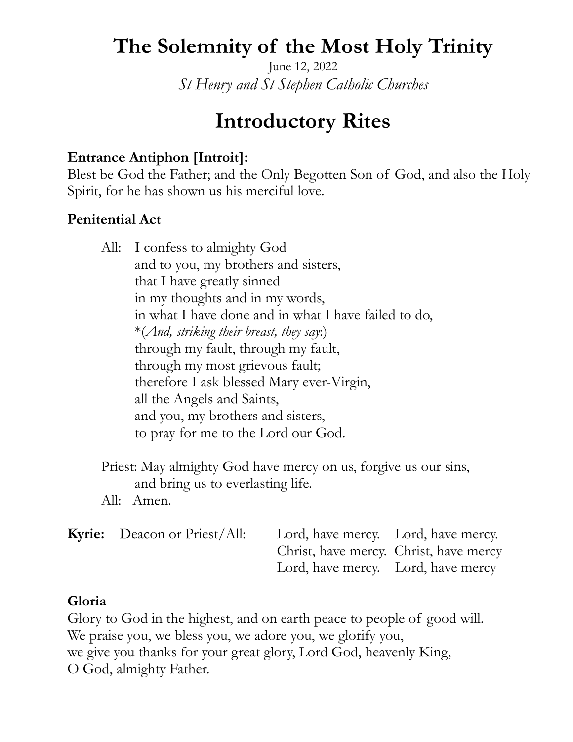# The Solemnity of the Most Holy Trinity

June 12, 2022

*St Henry and St Stephen Catholic Churches*

## Introductory Rites

**Entrance Antiphon [Introit]:**
Blest be God the Father; and the Only Begotten Son of God, and also the Holy Spirit, for he has shown us his merciful love.

**Penitential Act**

All: I confess to almighty God
and to you, my brothers and sisters,
that I have greatly sinned
in my thoughts and in my words,
in what I have done and in what I have failed to do,
*(*And, striking their breast, they say*:)
through my fault, through my fault,
through my most grievous fault;
therefore I ask blessed Mary ever-Virgin,
all the Angels and Saints,
and you, my brothers and sisters,
to pray for me to the Lord our God.

Priest: May almighty God have mercy on us, forgive us our sins,
and bring us to everlasting life.
All: Amen.

**Kyrie:** Deacon or Priest/All:
Lord, have mercy. Lord, have mercy.
Christ, have mercy. Christ, have mercy
Lord, have mercy. Lord, have mercy

**Gloria**
Glory to God in the highest, and on earth peace to people of good will.
We praise you, we bless you, we adore you, we glorify you,
we give you thanks for your great glory, Lord God, heavenly King,
O God, almighty Father.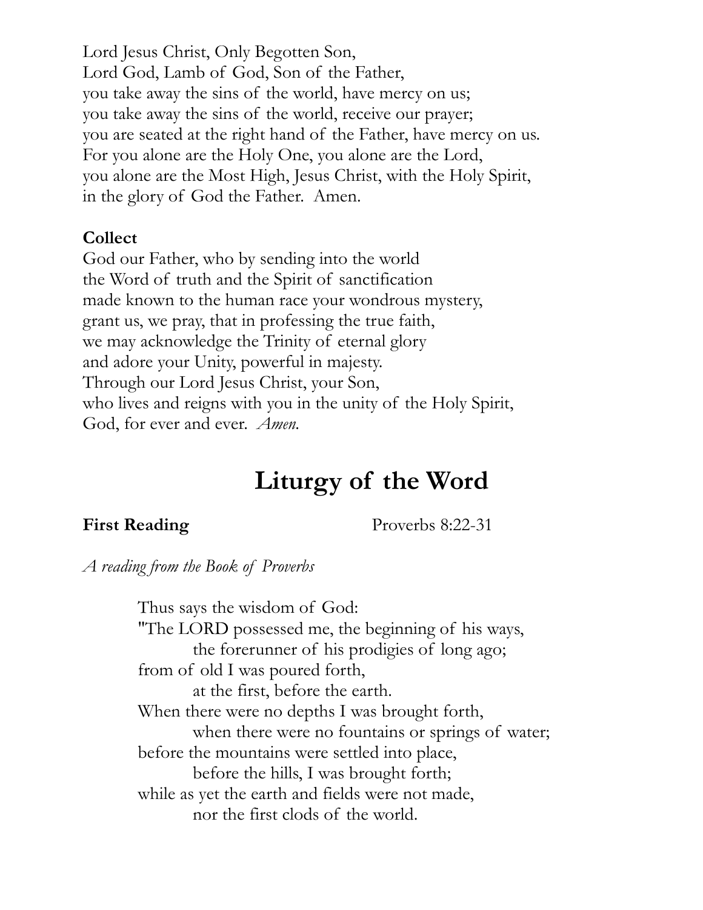Lord Jesus Christ, Only Begotten Son,
Lord God, Lamb of God, Son of the Father,
you take away the sins of the world, have mercy on us;
you take away the sins of the world, receive our prayer;
you are seated at the right hand of the Father, have mercy on us.
For you alone are the Holy One, you alone are the Lord,
you alone are the Most High, Jesus Christ, with the Holy Spirit,
in the glory of God the Father. Amen.

**Collect**

God our Father, who by sending into the world
the Word of truth and the Spirit of sanctification
made known to the human race your wondrous mystery,
grant us, we pray, that in professing the true faith,
we may acknowledge the Trinity of eternal glory
and adore your Unity, powerful in majesty.
Through our Lord Jesus Christ, your Son,
who lives and reigns with you in the unity of the Holy Spirit,
God, for ever and ever. *Amen.*

# Liturgy of the Word

**First Reading** Proverbs 8:22-31

*A reading from the Book of Proverbs*

Thus says the wisdom of God:
"The LORD possessed me, the beginning of his ways,
the forerunner of his prodigies of long ago;
from of old I was poured forth,
at the first, before the earth.
When there were no depths I was brought forth,
when there were no fountains or springs of water;
before the mountains were settled into place,
before the hills, I was brought forth;
while as yet the earth and fields were not made,
nor the first clods of the world.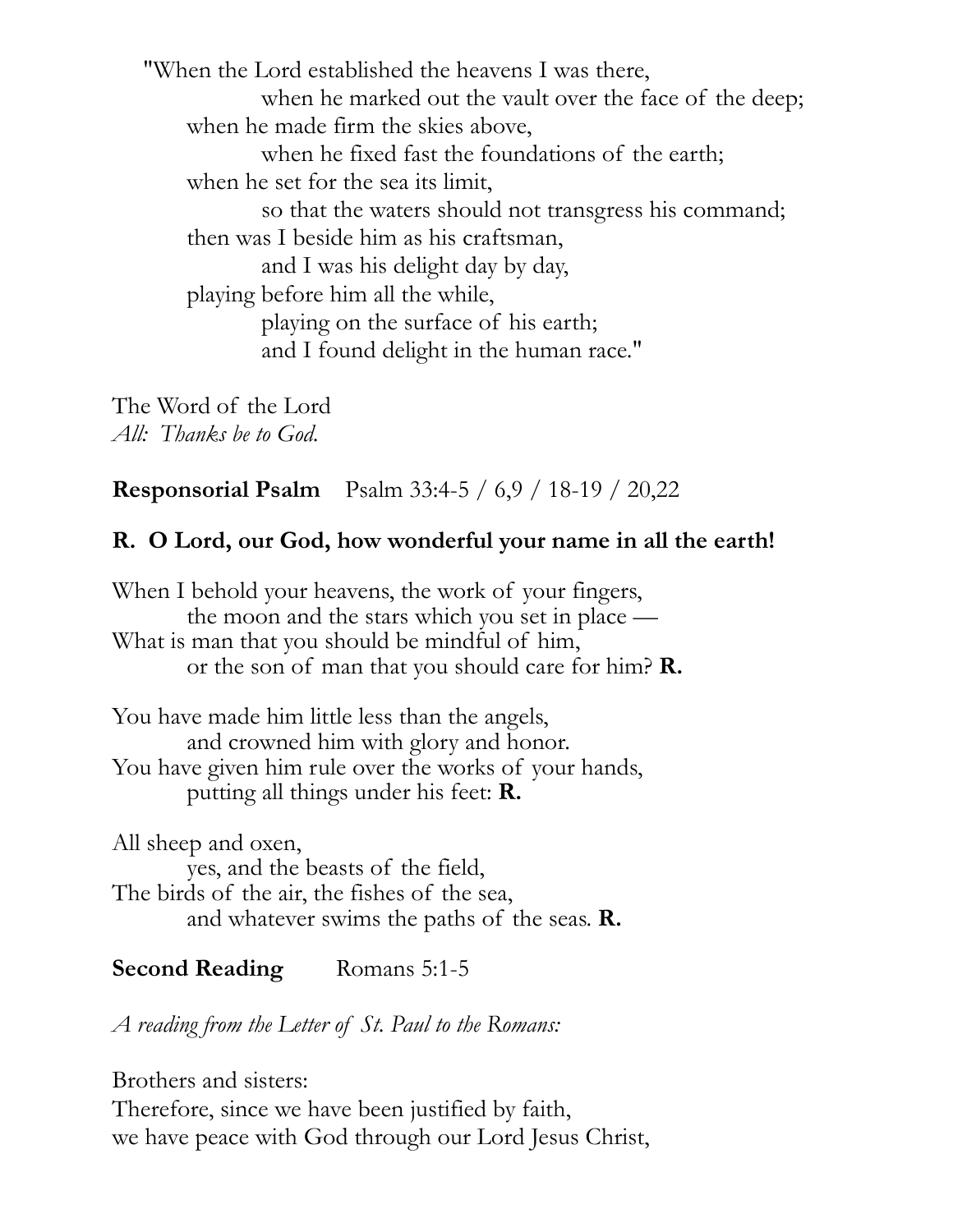"When the Lord established the heavens I was there,
when he marked out the vault over the face of the deep;
when he made firm the skies above,
when he fixed fast the foundations of the earth;
when he set for the sea its limit,
so that the waters should not transgress his command;
then was I beside him as his craftsman,
and I was his delight day by day,
playing before him all the while,
playing on the surface of his earth;
and I found delight in the human race."

The Word of the Lord
*All: Thanks be to God.*

**Responsorial Psalm** Psalm 33:4-5 / 6,9 / 18-19 / 20,22

**R. O Lord, our God, how wonderful your name in all the earth!**

When I behold your heavens, the work of your fingers,
the moon and the stars which you set in place —
What is man that you should be mindful of him,
or the son of man that you should care for him? **R.**

You have made him little less than the angels,
and crowned him with glory and honor.
You have given him rule over the works of your hands,
putting all things under his feet: **R.**

All sheep and oxen,
yes, and the beasts of the field,
The birds of the air, the fishes of the sea,
and whatever swims the paths of the seas. **R.**

**Second Reading** Romans 5:1-5

*A reading from the Letter of St. Paul to the Romans:*

Brothers and sisters:
Therefore, since we have been justified by faith,
we have peace with God through our Lord Jesus Christ,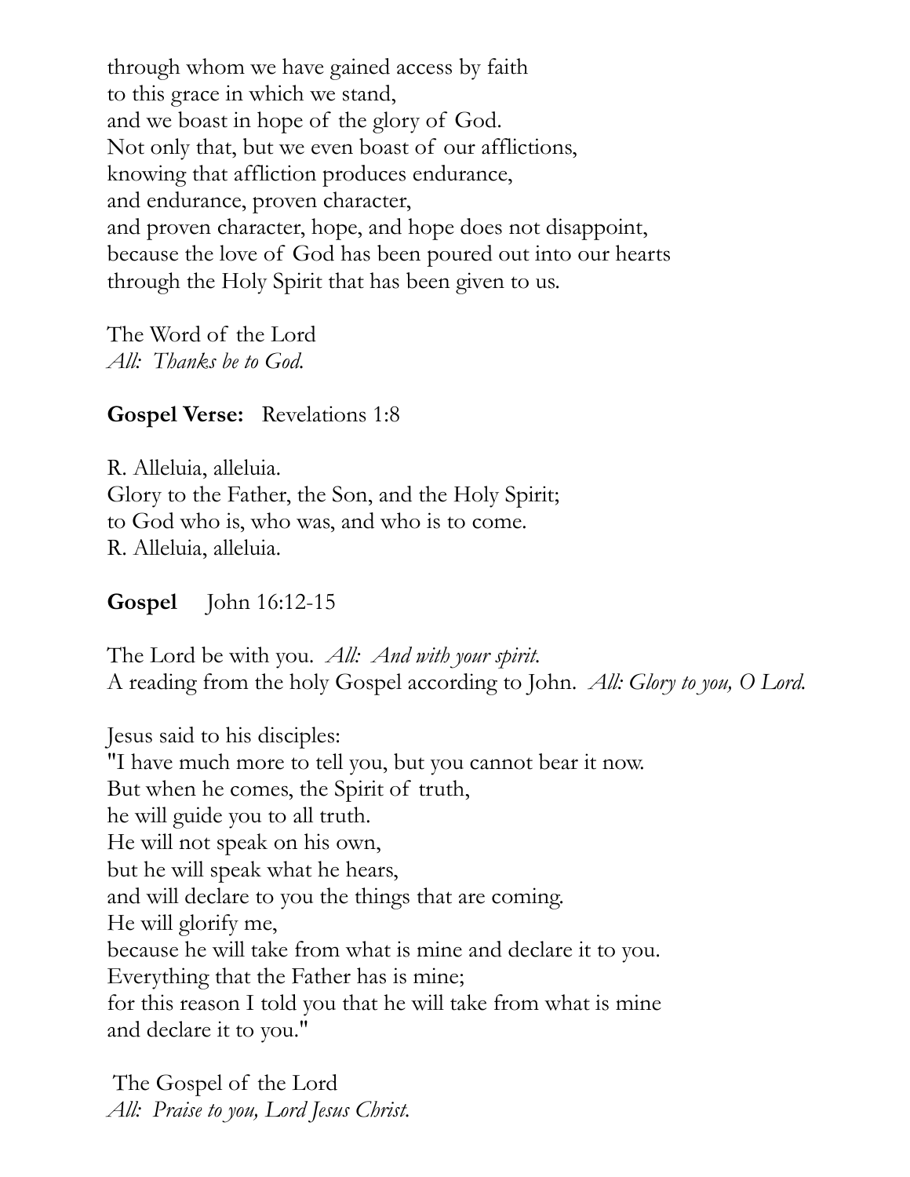through whom we have gained access by faith  
to this grace in which we stand,  
and we boast in hope of the glory of God.  
Not only that, but we even boast of our afflictions,  
knowing that affliction produces endurance,  
and endurance, proven character,  
and proven character, hope, and hope does not disappoint,  
because the love of God has been poured out into our hearts  
through the Holy Spirit that has been given to us.

The Word of the Lord  
*All: Thanks be to God.*

**Gospel Verse:** Revelations 1:8

R. Alleluia, alleluia.  
Glory to the Father, the Son, and the Holy Spirit;  
to God who is, who was, and who is to come.  
R. Alleluia, alleluia.

**Gospel** John 16:12-15

The Lord be with you. *All: And with your spirit.*  
A reading from the holy Gospel according to John. *All: Glory to you, O Lord.*

Jesus said to his disciples:  
"I have much more to tell you, but you cannot bear it now.  
But when he comes, the Spirit of truth,  
he will guide you to all truth.  
He will not speak on his own,  
but he will speak what he hears,  
and will declare to you the things that are coming.  
He will glorify me,  
because he will take from what is mine and declare it to you.  
Everything that the Father has is mine;  
for this reason I told you that he will take from what is mine  
and declare it to you."

The Gospel of the Lord  
*All: Praise to you, Lord Jesus Christ.*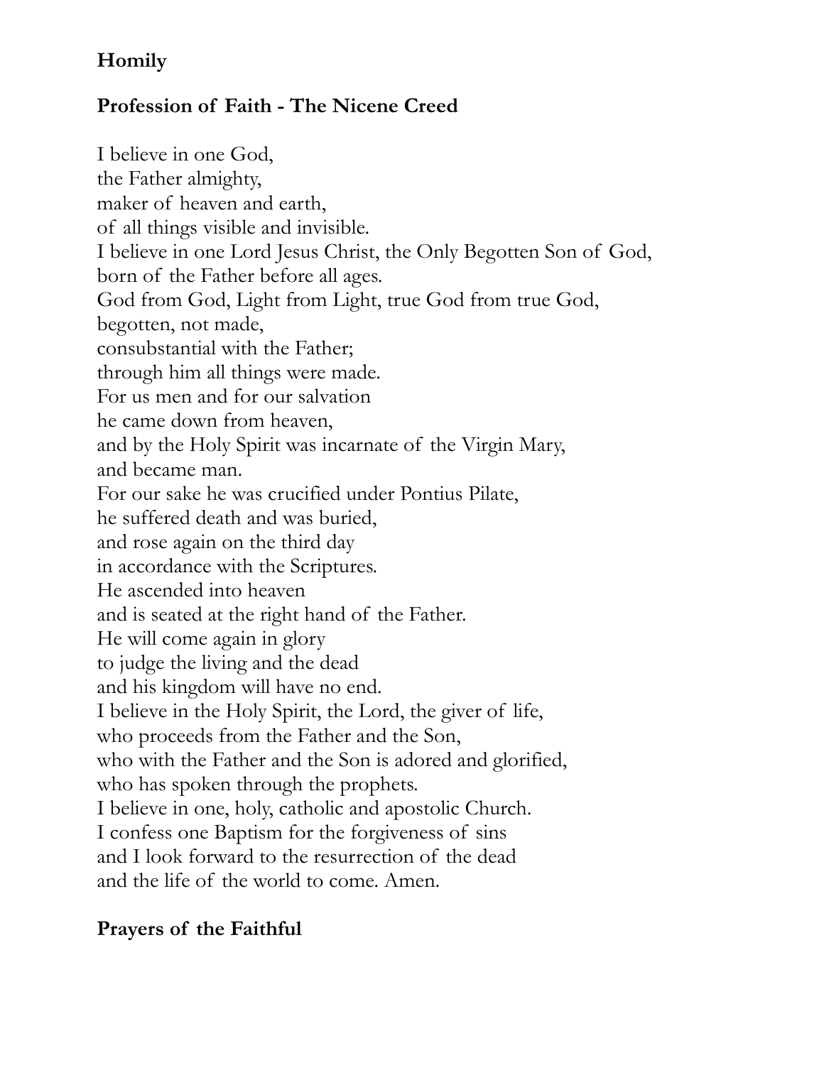**Homily**

**Profession of Faith - The Nicene Creed**

I believe in one God,
the Father almighty,
maker of heaven and earth,
of all things visible and invisible.
I believe in one Lord Jesus Christ, the Only Begotten Son of God,
born of the Father before all ages.
God from God, Light from Light, true God from true God,
begotten, not made,
consubstantial with the Father;
through him all things were made.
For us men and for our salvation
he came down from heaven,
and by the Holy Spirit was incarnate of the Virgin Mary,
and became man.
For our sake he was crucified under Pontius Pilate,
he suffered death and was buried,
and rose again on the third day
in accordance with the Scriptures.
He ascended into heaven
and is seated at the right hand of the Father.
He will come again in glory
to judge the living and the dead
and his kingdom will have no end.
I believe in the Holy Spirit, the Lord, the giver of life,
who proceeds from the Father and the Son,
who with the Father and the Son is adored and glorified,
who has spoken through the prophets.
I believe in one, holy, catholic and apostolic Church.
I confess one Baptism for the forgiveness of sins
and I look forward to the resurrection of the dead
and the life of the world to come. Amen.

**Prayers of the Faithful**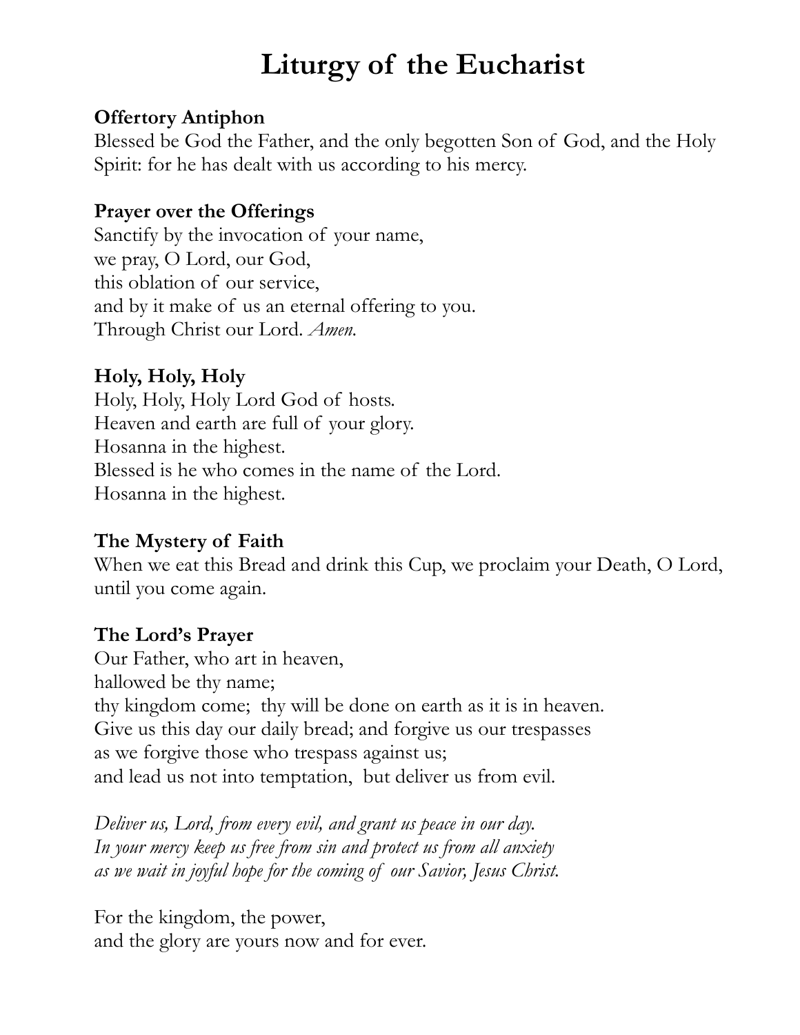# Liturgy of the Eucharist

**Offertory Antiphon**
Blessed be God the Father, and the only begotten Son of God, and the Holy Spirit: for he has dealt with us according to his mercy.

**Prayer over the Offerings**
Sanctify by the invocation of your name,
we pray, O Lord, our God,
this oblation of our service,
and by it make of us an eternal offering to you.
Through Christ our Lord. *Amen.*

**Holy, Holy, Holy**
Holy, Holy, Holy Lord God of hosts.
Heaven and earth are full of your glory.
Hosanna in the highest.
Blessed is he who comes in the name of the Lord.
Hosanna in the highest.

**The Mystery of Faith**
When we eat this Bread and drink this Cup, we proclaim your Death, O Lord, until you come again.

**The Lord's Prayer**
Our Father, who art in heaven,
hallowed be thy name;
thy kingdom come; thy will be done on earth as it is in heaven.
Give us this day our daily bread; and forgive us our trespasses
as we forgive those who trespass against us;
and lead us not into temptation, but deliver us from evil.

*Deliver us, Lord, from every evil, and grant us peace in our day.*
*In your mercy keep us free from sin and protect us from all anxiety*
*as we wait in joyful hope for the coming of our Savior, Jesus Christ.*

For the kingdom, the power,
and the glory are yours now and for ever.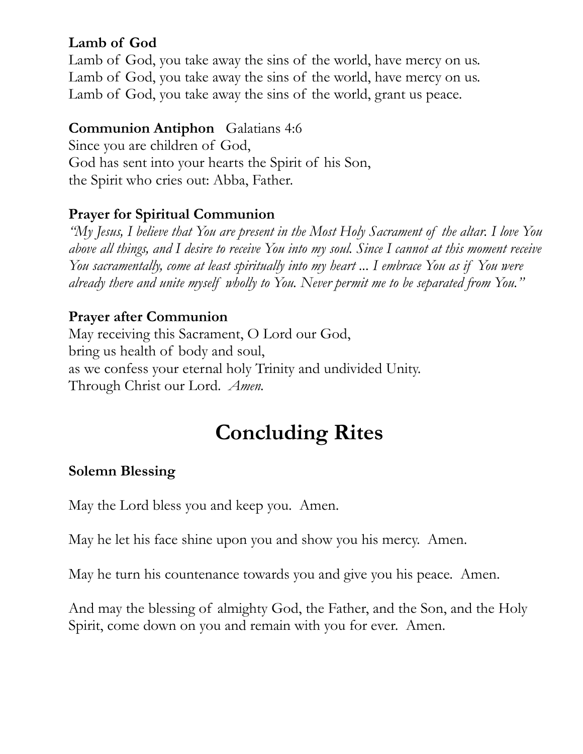**Lamb of God**

Lamb of God, you take away the sins of the world, have mercy on us.
Lamb of God, you take away the sins of the world, have mercy on us.
Lamb of God, you take away the sins of the world, grant us peace.

**Communion Antiphon** Galatians 4:6

Since you are children of God,
God has sent into your hearts the Spirit of his Son,
the Spirit who cries out: Abba, Father.

**Prayer for Spiritual Communion**

*"My Jesus, I believe that You are present in the Most Holy Sacrament of the altar. I love You above all things, and I desire to receive You into my soul. Since I cannot at this moment receive You sacramentally, come at least spiritually into my heart ... I embrace You as if You were already there and unite myself wholly to You. Never permit me to be separated from You."*

**Prayer after Communion**

May receiving this Sacrament, O Lord our God,
bring us health of body and soul,
as we confess your eternal holy Trinity and undivided Unity.
Through Christ our Lord. *Amen.*

# Concluding Rites

**Solemn Blessing**

May the Lord bless you and keep you. Amen.

May he let his face shine upon you and show you his mercy. Amen.

May he turn his countenance towards you and give you his peace. Amen.

And may the blessing of almighty God, the Father, and the Son, and the Holy Spirit, come down on you and remain with you for ever. Amen.